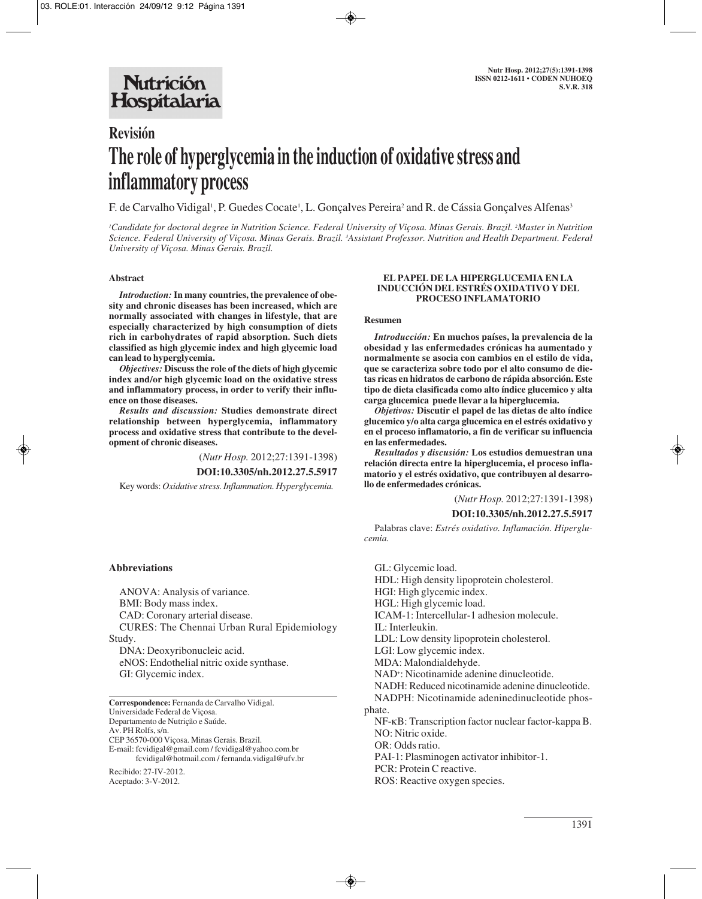# Revisión

# The role of hyperglycemia in the induction of oxidative stress and inflammatory process

F. de Carvalho Vidigal[1], P. Guedes Cocate[1], L. Gonçalves Pereira[2] and R. de Cássia Gonçalves Alfenas[3]

[1]Candidate for doctoral degree in Nutrition Science. Federal University of Viçosa. Minas Gerais. Brazil. [2]Master in Nutrition Science. Federal University of Viçosa. Minas Gerais. Brazil. [3]Assistant Professor. Nutrition and Health Department. Federal University of Viçosa. Minas Gerais. Brazil.

## Abstract

***Introduction:*** **In many countries, the prevalence of obesity and chronic diseases has been increased, which are normally associated with changes in lifestyle, that are especially characterized by high consumption of diets rich in carbohydrates of rapid absorption. Such diets classified as high glycemic index and high glycemic load can lead to hyperglycemia.**

***Objectives:*** **Discuss the role of the diets of high glycemic index and/or high glycemic load on the oxidative stress and inflammatory process, in order to verify their influence on those diseases.**

***Results and discussion:*** **Studies demonstrate direct relationship between hyperglycemia, inflammatory process and oxidative stress that contribute to the development of chronic diseases.**

(*Nutr Hosp.* 2012;27:1391-1398)

**DOI:10.3305/nh.2012.27.5.5917**

Key words: *Oxidative stress. Inflammation. Hyperglycemia.*

## EL PAPEL DE LA HIPERGLUCEMIA EN LA INDUCCIÓN DEL ESTRÉS OXIDATIVO Y DEL PROCESO INFLAMATORIO

### Resumen

***Introducción:*** **En muchos países, la prevalencia de la obesidad y las enfermedades crónicas ha aumentado y normalmente se asocia con cambios en el estilo de vida, que se caracteriza sobre todo por el alto consumo de dietas ricas en hidratos de carbono de rápida absorción. Este tipo de dieta clasificada como alto índice glucemico y alta carga glucemica puede llevar a la hiperglucemia.**

***Objetivos:*** **Discutir el papel de las dietas de alto índice glucemico y/o alta carga glucemica en el estrés oxidativo y en el proceso inflamatorio, a fin de verificar su influencia en las enfermedades.**

***Resultados y discusión:*** **Los estudios demuestran una relación directa entre la hiperglucemia, el proceso inflamatorio y el estrés oxidativo, que contribuyen al desarrollo de enfermedades crónicas.**

(*Nutr Hosp.* 2012;27:1391-1398)

**DOI:10.3305/nh.2012.27.5.5917**

Palabras clave: *Estrés oxidativo. Inflamación. Hiperglucemia.*

## Abbreviations

ANOVA: Analysis of variance.
BMI: Body mass index.
CAD: Coronary arterial disease.
CURES: The Chennai Urban Rural Epidemiology Study.
DNA: Deoxyribonucleic acid.
eNOS: Endothelial nitric oxide synthase.
GI: Glycemic index.
GL: Glycemic load.
HDL: High density lipoprotein cholesterol.
HGI: High glycemic index.
HGL: High glycemic load.
ICAM-1: Intercellular-1 adhesion molecule.
IL: Interleukin.
LDL: Low density lipoprotein cholesterol.
LGI: Low glycemic index.
MDA: Malondialdehyde.
$NAD^+$: Nicotinamide adenine dinucleotide.
NADH: Reduced nicotinamide adenine dinucleotide.
NADPH: Nicotinamide adeninedinucleotide phosphate.
NF-κB: Transcription factor nuclear factor-kappa B.
NO: Nitric oxide.
OR: Odds ratio.
PAI-1: Plasminogen activator inhibitor-1.
PCR: Protein C reactive.
ROS: Reactive oxygen species.

**Correspondence:** Fernanda de Carvalho Vidigal.
Universidade Federal de Viçosa.
Departamento de Nutrição e Saúde.
Av. PH Rolfs, s/n.
CEP 36570-000 Viçosa. Minas Gerais. Brazil.
E-mail: fcvidigal@gmail.com / fcvidigal@yahoo.com.br
fcvidigal@hotmail.com / fernanda.vidigal@ufv.br

Recibido: 27-IV-2012.
Aceptado: 3-V-2012.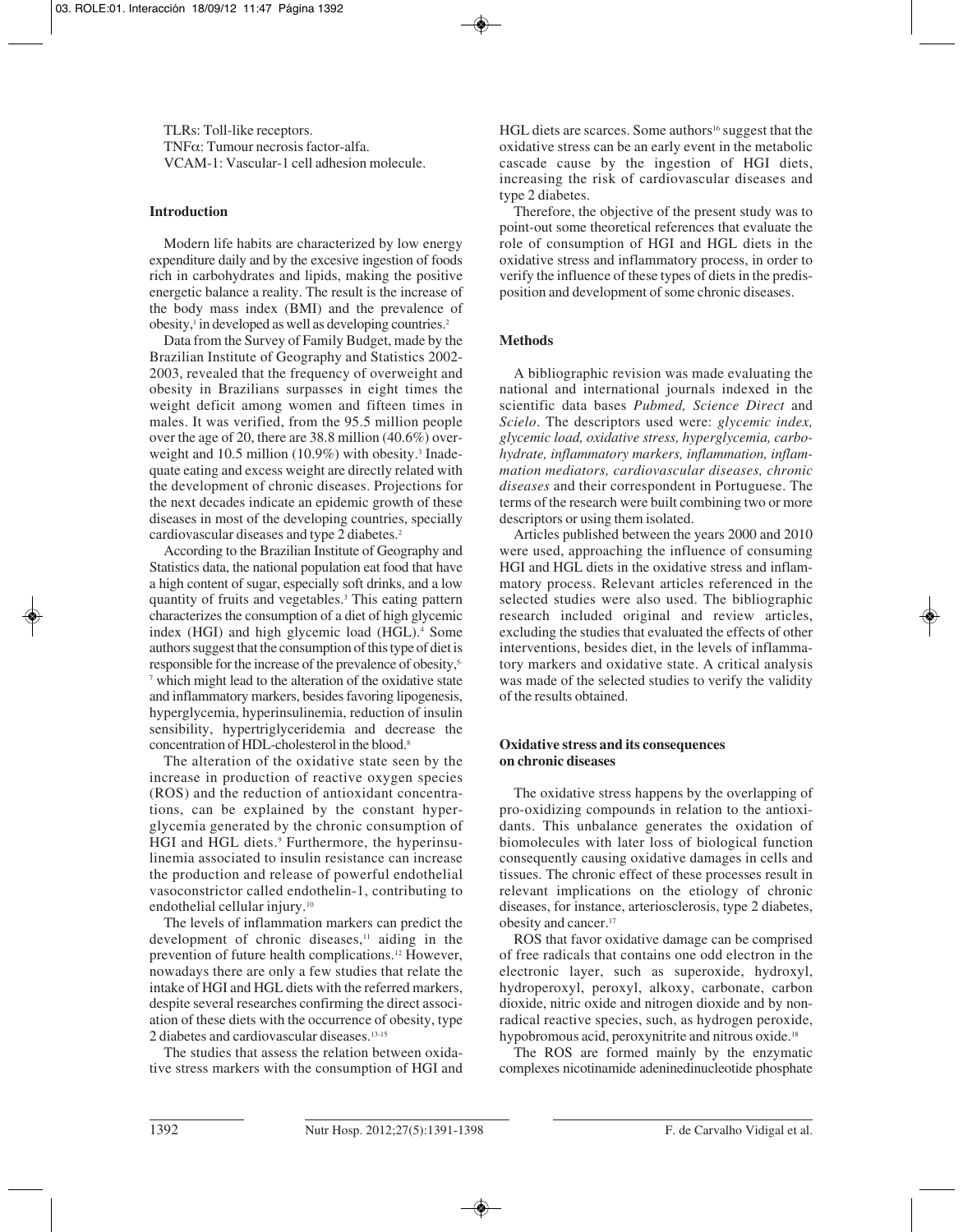TLRs: Toll-like receptors.
TNFα: Tumour necrosis factor-alfa.
VCAM-1: Vascular-1 cell adhesion molecule.

## Introduction

Modern life habits are characterized by low energy expenditure daily and by the excesive ingestion of foods rich in carbohydrates and lipids, making the positive energetic balance a reality. The result is the increase of the body mass index (BMI) and the prevalence of obesity,[1] in developed as well as developing countries.[2]

Data from the Survey of Family Budget, made by the Brazilian Institute of Geography and Statistics 2002-2003, revealed that the frequency of overweight and obesity in Brazilians surpasses in eight times the weight deficit among women and fifteen times in males. It was verified, from the 95.5 million people over the age of 20, there are 38.8 million (40.6%) overweight and 10.5 million (10.9%) with obesity.[3] Inadequate eating and excess weight are directly related with the development of chronic diseases. Projections for the next decades indicate an epidemic growth of these diseases in most of the developing countries, specially cardiovascular diseases and type 2 diabetes.[2]

According to the Brazilian Institute of Geography and Statistics data, the national population eat food that have a high content of sugar, especially soft drinks, and a low quantity of fruits and vegetables.[3] This eating pattern characterizes the consumption of a diet of high glycemic index (HGI) and high glycemic load (HGL).[4] Some authors suggest that the consumption of this type of diet is responsible for the increase of the prevalence of obesity,[5-7] which might lead to the alteration of the oxidative state and inflammatory markers, besides favoring lipogenesis, hyperglycemia, hyperinsulinemia, reduction of insulin sensibility, hypertriglyceridemia and decrease the concentration of HDL-cholesterol in the blood.[8]

The alteration of the oxidative state seen by the increase in production of reactive oxygen species (ROS) and the reduction of antioxidant concentrations, can be explained by the constant hyperglycemia generated by the chronic consumption of HGI and HGL diets.[9] Furthermore, the hyperinsulinemia associated to insulin resistance can increase the production and release of powerful endothelial vasoconstrictor called endothelin-1, contributing to endothelial cellular injury.[10]

The levels of inflammation markers can predict the development of chronic diseases,[11] aiding in the prevention of future health complications.[12] However, nowadays there are only a few studies that relate the intake of HGI and HGL diets with the referred markers, despite several researches confirming the direct association of these diets with the occurrence of obesity, type 2 diabetes and cardiovascular diseases.[13-15]

The studies that assess the relation between oxidative stress markers with the consumption of HGI and HGL diets are scarces. Some authors[16] suggest that the oxidative stress can be an early event in the metabolic cascade cause by the ingestion of HGI diets, increasing the risk of cardiovascular diseases and type 2 diabetes.

Therefore, the objective of the present study was to point-out some theoretical references that evaluate the role of consumption of HGI and HGL diets in the oxidative stress and inflammatory process, in order to verify the influence of these types of diets in the predisposition and development of some chronic diseases.

## Methods

A bibliographic revision was made evaluating the national and international journals indexed in the scientific data bases *Pubmed, Science Direct* and *Scielo*. The descriptors used were: *glycemic index, glycemic load, oxidative stress, hyperglycemia, carbohydrate, inflammatory markers, inflammation, inflammation mediators, cardiovascular diseases, chronic diseases* and their correspondent in Portuguese. The terms of the research were built combining two or more descriptors or using them isolated.

Articles published between the years 2000 and 2010 were used, approaching the influence of consuming HGI and HGL diets in the oxidative stress and inflammatory process. Relevant articles referenced in the selected studies were also used. The bibliographic research included original and review articles, excluding the studies that evaluated the effects of other interventions, besides diet, in the levels of inflammatory markers and oxidative state. A critical analysis was made of the selected studies to verify the validity of the results obtained.

## Oxidative stress and its consequences on chronic diseases

The oxidative stress happens by the overlapping of pro-oxidizing compounds in relation to the antioxidants. This unbalance generates the oxidation of biomolecules with later loss of biological function consequently causing oxidative damages in cells and tissues. The chronic effect of these processes result in relevant implications on the etiology of chronic diseases, for instance, arteriosclerosis, type 2 diabetes, obesity and cancer.[17]

ROS that favor oxidative damage can be comprised of free radicals that contains one odd electron in the electronic layer, such as superoxide, hydroxyl, hydroperoxyl, peroxyl, alkoxy, carbonate, carbon dioxide, nitric oxide and nitrogen dioxide and by non-radical reactive species, such, as hydrogen peroxide, hypobromous acid, peroxynitrite and nitrous oxide.[18]

The ROS are formed mainly by the enzymatic complexes nicotinamide adeninedinucleotide phosphate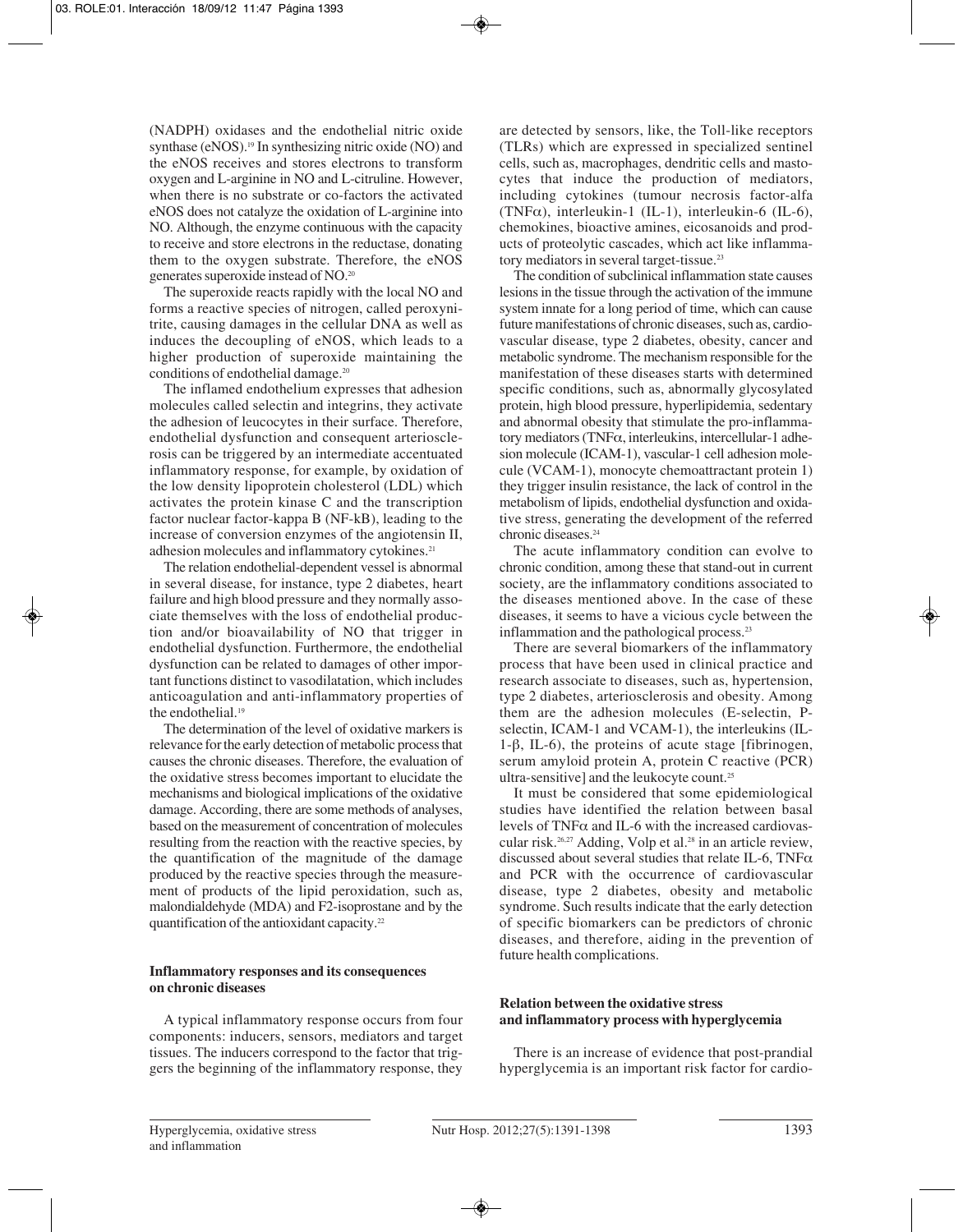(NADPH) oxidases and the endothelial nitric oxide synthase (eNOS).[19] In synthesizing nitric oxide (NO) and the eNOS receives and stores electrons to transform oxygen and L-arginine in NO and L-citruline. However, when there is no substrate or co-factors the activated eNOS does not catalyze the oxidation of L-arginine into NO. Although, the enzyme continuous with the capacity to receive and store electrons in the reductase, donating them to the oxygen substrate. Therefore, the eNOS generates superoxide instead of NO.[20]

The superoxide reacts rapidly with the local NO and forms a reactive species of nitrogen, called peroxynitrite, causing damages in the cellular DNA as well as induces the decoupling of eNOS, which leads to a higher production of superoxide maintaining the conditions of endothelial damage.[20]

The inflamed endothelium expresses that adhesion molecules called selectin and integrins, they activate the adhesion of leucocytes in their surface. Therefore, endothelial dysfunction and consequent arteriosclerosis can be triggered by an intermediate accentuated inflammatory response, for example, by oxidation of the low density lipoprotein cholesterol (LDL) which activates the protein kinase C and the transcription factor nuclear factor-kappa B (NF-kB), leading to the increase of conversion enzymes of the angiotensin II, adhesion molecules and inflammatory cytokines.[21]

The relation endothelial-dependent vessel is abnormal in several disease, for instance, type 2 diabetes, heart failure and high blood pressure and they normally associate themselves with the loss of endothelial production and/or bioavailability of NO that trigger in endothelial dysfunction. Furthermore, the endothelial dysfunction can be related to damages of other important functions distinct to vasodilatation, which includes anticoagulation and anti-inflammatory properties of the endothelial.[19]

The determination of the level of oxidative markers is relevance for the early detection of metabolic process that causes the chronic diseases. Therefore, the evaluation of the oxidative stress becomes important to elucidate the mechanisms and biological implications of the oxidative damage. According, there are some methods of analyses, based on the measurement of concentration of molecules resulting from the reaction with the reactive species, by the quantification of the magnitude of the damage produced by the reactive species through the measurement of products of the lipid peroxidation, such as, malondialdehyde (MDA) and F2-isoprostane and by the quantification of the antioxidant capacity.[22]

### Inflammatory responses and its consequences on chronic diseases

A typical inflammatory response occurs from four components: inducers, sensors, mediators and target tissues. The inducers correspond to the factor that triggers the beginning of the inflammatory response, they are detected by sensors, like, the Toll-like receptors (TLRs) which are expressed in specialized sentinel cells, such as, macrophages, dendritic cells and mastocytes that induce the production of mediators, including cytokines (tumour necrosis factor-alfa (TNF$\alpha$), interleukin-1 (IL-1), interleukin-6 (IL-6), chemokines, bioactive amines, eicosanoids and products of proteolytic cascades, which act like inflammatory mediators in several target-tissue.[23]

The condition of subclinical inflammation state causes lesions in the tissue through the activation of the immune system innate for a long period of time, which can cause future manifestations of chronic diseases, such as, cardiovascular disease, type 2 diabetes, obesity, cancer and metabolic syndrome. The mechanism responsible for the manifestation of these diseases starts with determined specific conditions, such as, abnormally glycosylated protein, high blood pressure, hyperlipidemia, sedentary and abnormal obesity that stimulate the pro-inflammatory mediators (TNF$\alpha$, interleukins, intercellular-1 adhesion molecule (ICAM-1), vascular-1 cell adhesion molecule (VCAM-1), monocyte chemoattractant protein 1) they trigger insulin resistance, the lack of control in the metabolism of lipids, endothelial dysfunction and oxidative stress, generating the development of the referred chronic diseases.[24]

The acute inflammatory condition can evolve to chronic condition, among these that stand-out in current society, are the inflammatory conditions associated to the diseases mentioned above. In the case of these diseases, it seems to have a vicious cycle between the inflammation and the pathological process.[23]

There are several biomarkers of the inflammatory process that have been used in clinical practice and research associate to diseases, such as, hypertension, type 2 diabetes, arteriosclerosis and obesity. Among them are the adhesion molecules (E-selectin, P-selectin, ICAM-1 and VCAM-1), the interleukins (IL-1-$\beta$, IL-6), the proteins of acute stage [fibrinogen, serum amyloid protein A, protein C reactive (PCR) ultra-sensitive] and the leukocyte count.[25]

It must be considered that some epidemiological studies have identified the relation between basal levels of TNF$\alpha$ and IL-6 with the increased cardiovascular risk.[26,27] Adding, Volp et al.[28] in an article review, discussed about several studies that relate IL-6, TNF$\alpha$ and PCR with the occurrence of cardiovascular disease, type 2 diabetes, obesity and metabolic syndrome. Such results indicate that the early detection of specific biomarkers can be predictors of chronic diseases, and therefore, aiding in the prevention of future health complications.

### Relation between the oxidative stress and inflammatory process with hyperglycemia

There is an increase of evidence that post-prandial hyperglycemia is an important risk factor for cardio-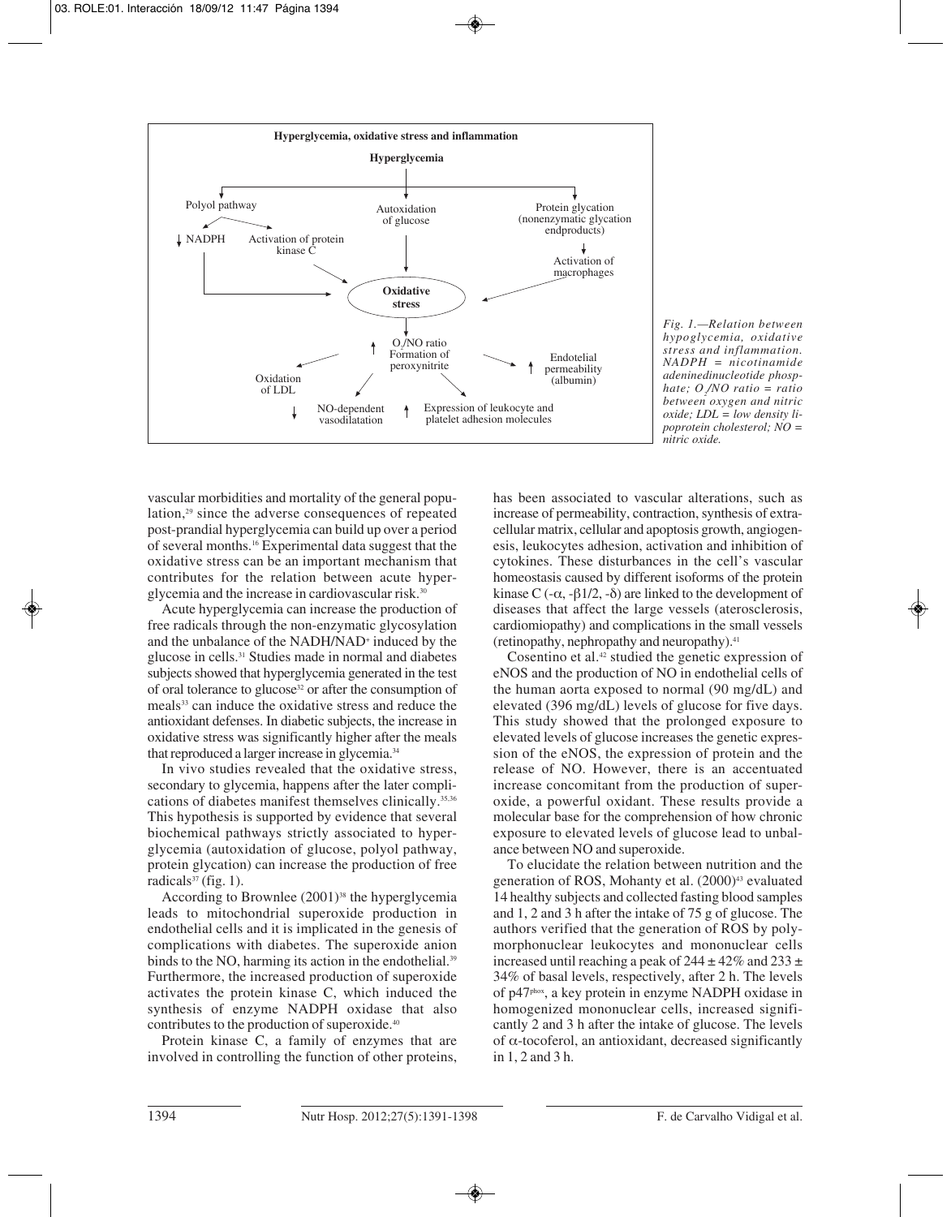Fig. 1.—Relation between hypoglycemia, oxidative stress and inflammation. NADPH = nicotinamide adeninedinucleotide phosphate; $O_2$/NO ratio = ratio between oxygen and nitric oxide; LDL = low density lipoprotein cholesterol; NO = nitric oxide.

vascular morbidities and mortality of the general population,[29] since the adverse consequences of repeated post-prandial hyperglycemia can build up over a period of several months.[16] Experimental data suggest that the oxidative stress can be an important mechanism that contributes for the relation between acute hyperglycemia and the increase in cardiovascular risk.[30]

Acute hyperglycemia can increase the production of free radicals through the non-enzymatic glycosylation and the unbalance of the NADH/$NAD^+$ induced by the glucose in cells.[31] Studies made in normal and diabetes subjects showed that hyperglycemia generated in the test of oral tolerance to glucose[32] or after the consumption of meals[33] can induce the oxidative stress and reduce the antioxidant defenses. In diabetic subjects, the increase in oxidative stress was significantly higher after the meals that reproduced a larger increase in glycemia.[34]

In vivo studies revealed that the oxidative stress, secondary to glycemia, happens after the later complications of diabetes manifest themselves clinically.[35,36] This hypothesis is supported by evidence that several biochemical pathways strictly associated to hyperglycemia (autoxidation of glucose, polyol pathway, protein glycation) can increase the production of free radicals[37] (fig. 1).

According to Brownlee (2001)[38] the hyperglycemia leads to mitochondrial superoxide production in endothelial cells and it is implicated in the genesis of complications with diabetes. The superoxide anion binds to the NO, harming its action in the endothelial.[39] Furthermore, the increased production of superoxide activates the protein kinase C, which induced the synthesis of enzyme NADPH oxidase that also contributes to the production of superoxide.[40]

Protein kinase C, a family of enzymes that are involved in controlling the function of other proteins, has been associated to vascular alterations, such as increase of permeability, contraction, synthesis of extracellular matrix, cellular and apoptosis growth, angiogenesis, leukocytes adhesion, activation and inhibition of cytokines. These disturbances in the cell's vascular homeostasis caused by different isoforms of the protein kinase C (-$\alpha$, -$\beta$1/2, -$\delta$) are linked to the development of diseases that affect the large vessels (aterosclerosis, cardiomiopathy) and complications in the small vessels (retinopathy, nephropathy and neuropathy).[41]

Cosentino et al.[42] studied the genetic expression of eNOS and the production of NO in endothelial cells of the human aorta exposed to normal (90 mg/dL) and elevated (396 mg/dL) levels of glucose for five days. This study showed that the prolonged exposure to elevated levels of glucose increases the genetic expression of the eNOS, the expression of protein and the release of NO. However, there is an accentuated increase concomitant from the production of superoxide, a powerful oxidant. These results provide a molecular base for the comprehension of how chronic exposure to elevated levels of glucose lead to unbalance between NO and superoxide.

To elucidate the relation between nutrition and the generation of ROS, Mohanty et al. (2000)[43] evaluated 14 healthy subjects and collected fasting blood samples and 1, 2 and 3 h after the intake of 75 g of glucose. The authors verified that the generation of ROS by polymorphonuclear leukocytes and mononuclear cells increased until reaching a peak of $244 \pm 42\%$ and $233 \pm 34\%$ of basal levels, respectively, after 2 h. The levels of $p47^{phox}$, a key protein in enzyme NADPH oxidase in homogenized mononuclear cells, increased significantly 2 and 3 h after the intake of glucose. The levels of $\alpha$-tocoferol, an antioxidant, decreased significantly in 1, 2 and 3 h.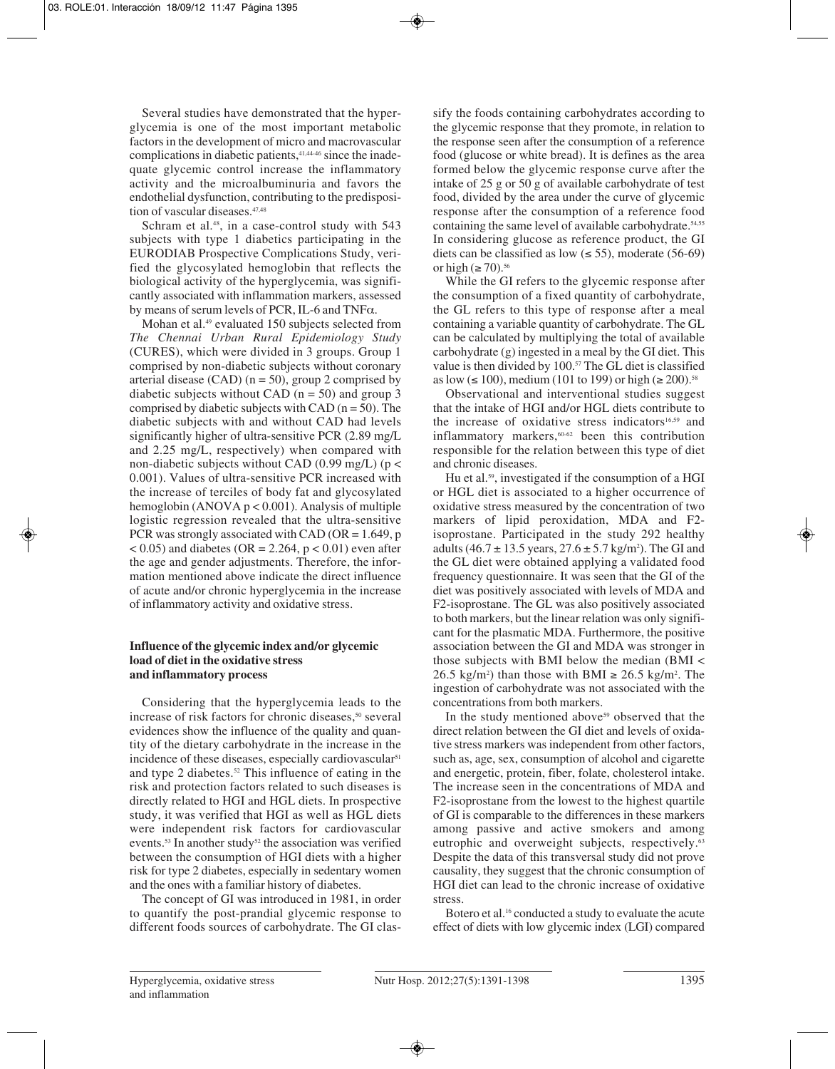Several studies have demonstrated that the hyperglycemia is one of the most important metabolic factors in the development of micro and macrovascular complications in diabetic patients,[41,44-46] since the inadequate glycemic control increase the inflammatory activity and the microalbuminuria and favors the endothelial dysfunction, contributing to the predisposition of vascular diseases.[47,48]

Schram et al.[48], in a case-control study with 543 subjects with type 1 diabetics participating in the EURODIAB Prospective Complications Study, verified the glycosylated hemoglobin that reflects the biological activity of the hyperglycemia, was significantly associated with inflammation markers, assessed by means of serum levels of PCR, IL-6 and TNF$\alpha$.

Mohan et al.[49] evaluated 150 subjects selected from *The Chennai Urban Rural Epidemiology Study* (CURES), which were divided in 3 groups. Group 1 comprised by non-diabetic subjects without coronary arterial disease (CAD) (n = 50), group 2 comprised by diabetic subjects without CAD (n = 50) and group 3 comprised by diabetic subjects with CAD (n = 50). The diabetic subjects with and without CAD had levels significantly higher of ultra-sensitive PCR (2.89 mg/L and 2.25 mg/L, respectively) when compared with non-diabetic subjects without CAD (0.99 mg/L) ($p < 0.001$). Values of ultra-sensitive PCR increased with the increase of terciles of body fat and glycosylated hemoglobin (ANOVA $p < 0.001$). Analysis of multiple logistic regression revealed that the ultra-sensitive PCR was strongly associated with CAD (OR = 1.649, $p < 0.05$) and diabetes (OR = 2.264, $p < 0.01$) even after the age and gender adjustments. Therefore, the information mentioned above indicate the direct influence of acute and/or chronic hyperglycemia in the increase of inflammatory activity and oxidative stress.

### Influence of the glycemic index and/or glycemic load of diet in the oxidative stress and inflammatory process

Considering that the hyperglycemia leads to the increase of risk factors for chronic diseases,[50] several evidences show the influence of the quality and quantity of the dietary carbohydrate in the increase in the incidence of these diseases, especially cardiovascular[51] and type 2 diabetes.[52] This influence of eating in the risk and protection factors related to such diseases is directly related to HGI and HGL diets. In prospective study, it was verified that HGI as well as HGL diets were independent risk factors for cardiovascular events.[53] In another study[52] the association was verified between the consumption of HGI diets with a higher risk for type 2 diabetes, especially in sedentary women and the ones with a familiar history of diabetes.

The concept of GI was introduced in 1981, in order to quantify the post-prandial glycemic response to different foods sources of carbohydrate. The GI classify the foods containing carbohydrates according to the glycemic response that they promote, in relation to the response seen after the consumption of a reference food (glucose or white bread). It is defines as the area formed below the glycemic response curve after the intake of 25 g or 50 g of available carbohydrate of test food, divided by the area under the curve of glycemic response after the consumption of a reference food containing the same level of available carbohydrate.[54,55] In considering glucose as reference product, the GI diets can be classified as low ($\leq 55$), moderate (56-69) or high ($\geq 70$).[56]

While the GI refers to the glycemic response after the consumption of a fixed quantity of carbohydrate, the GL refers to this type of response after a meal containing a variable quantity of carbohydrate. The GL can be calculated by multiplying the total of available carbohydrate (g) ingested in a meal by the GI diet. This value is then divided by 100.[57] The GL diet is classified as low ($\leq 100$), medium (101 to 199) or high ($\geq 200$).[58]

Observational and interventional studies suggest that the intake of HGI and/or HGL diets contribute to the increase of oxidative stress indicators[16,59] and inflammatory markers,[60-62] been this contribution responsible for the relation between this type of diet and chronic diseases.

Hu et al.[59], investigated if the consumption of a HGI or HGL diet is associated to a higher occurrence of oxidative stress measured by the concentration of two markers of lipid peroxidation, MDA and F2-isoprostane. Participated in the study 292 healthy adults ($46.7 \pm 13.5$ years, $27.6 \pm 5.7$ kg/m$^2$). The GI and the GL diet were obtained applying a validated food frequency questionnaire. It was seen that the GI of the diet was positively associated with levels of MDA and F2-isoprostane. The GL was also positively associated to both markers, but the linear relation was only significant for the plasmatic MDA. Furthermore, the positive association between the GI and MDA was stronger in those subjects with BMI below the median (BMI < 26.5 kg/m$^2$) than those with BMI $\geq$ 26.5 kg/m$^2$. The ingestion of carbohydrate was not associated with the concentrations from both markers.

In the study mentioned above[59] observed that the direct relation between the GI diet and levels of oxidative stress markers was independent from other factors, such as, age, sex, consumption of alcohol and cigarette and energetic, protein, fiber, folate, cholesterol intake. The increase seen in the concentrations of MDA and F2-isoprostane from the lowest to the highest quartile of GI is comparable to the differences in these markers among passive and active smokers and among eutrophic and overweight subjects, respectively.[63] Despite the data of this transversal study did not prove causality, they suggest that the chronic consumption of HGI diet can lead to the chronic increase of oxidative stress.

Botero et al.[16] conducted a study to evaluate the acute effect of diets with low glycemic index (LGI) compared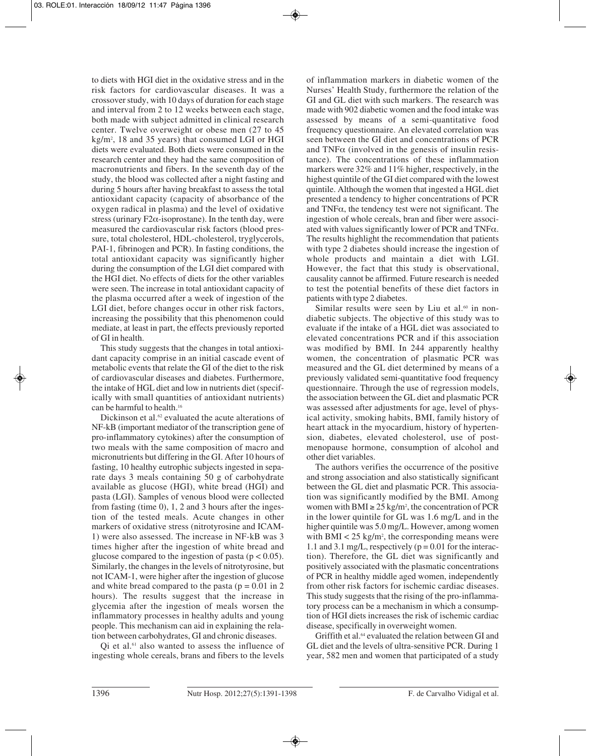to diets with HGI diet in the oxidative stress and in the risk factors for cardiovascular diseases. It was a crossover study, with 10 days of duration for each stage and interval from 2 to 12 weeks between each stage, both made with subject admitted in clinical research center. Twelve overweight or obese men (27 to 45 kg/m$^2$, 18 and 35 years) that consumed LGI or HGI diets were evaluated. Both diets were consumed in the research center and they had the same composition of macronutrients and fibers. In the seventh day of the study, the blood was collected after a night fasting and during 5 hours after having breakfast to assess the total antioxidant capacity (capacity of absorbance of the oxygen radical in plasma) and the level of oxidative stress (urinary F2$\alpha$-isoprostane). In the tenth day, were measured the cardiovascular risk factors (blood pressure, total cholesterol, HDL-cholesterol, tryglycerols, PAI-1, fibrinogen and PCR). In fasting conditions, the total antioxidant capacity was significantly higher during the consumption of the LGI diet compared with the HGI diet. No effects of diets for the other variables were seen. The increase in total antioxidant capacity of the plasma occurred after a week of ingestion of the LGI diet, before changes occur in other risk factors, increasing the possibility that this phenomenon could mediate, at least in part, the effects previously reported of GI in health.

This study suggests that the changes in total antioxidant capacity comprise in an initial cascade event of metabolic events that relate the GI of the diet to the risk of cardiovascular diseases and diabetes. Furthermore, the intake of HGL diet and low in nutrients diet (specifically with small quantities of antioxidant nutrients) can be harmful to health.[16]

Dickinson et al.[62] evaluated the acute alterations of NF-kB (important mediator of the transcription gene of pro-inflammatory cytokines) after the consumption of two meals with the same composition of macro and micronutrients but differing in the GI. After 10 hours of fasting, 10 healthy eutrophic subjects ingested in separate days 3 meals containing 50 g of carbohydrate available as glucose (HGI), white bread (HGI) and pasta (LGI). Samples of venous blood were collected from fasting (time 0), 1, 2 and 3 hours after the ingestion of the tested meals. Acute changes in other markers of oxidative stress (nitrotyrosine and ICAM-1) were also assessed. The increase in NF-kB was 3 times higher after the ingestion of white bread and glucose compared to the ingestion of pasta ($p < 0.05$). Similarly, the changes in the levels of nitrotyrosine, but not ICAM-1, were higher after the ingestion of glucose and white bread compared to the pasta ($p = 0.01$ in 2 hours). The results suggest that the increase in glycemia after the ingestion of meals worsen the inflammatory processes in healthy adults and young people. This mechanism can aid in explaining the relation between carbohydrates, GI and chronic diseases.

Qi et al.[61] also wanted to assess the influence of ingesting whole cereals, brans and fibers to the levels of inflammation markers in diabetic women of the Nurses' Health Study, furthermore the relation of the GI and GL diet with such markers. The research was made with 902 diabetic women and the food intake was assessed by means of a semi-quantitative food frequency questionnaire. An elevated correlation was seen between the GI diet and concentrations of PCR and TNF$\alpha$ (involved in the genesis of insulin resistance). The concentrations of these inflammation markers were 32% and 11% higher, respectively, in the highest quintile of the GI diet compared with the lowest quintile. Although the women that ingested a HGL diet presented a tendency to higher concentrations of PCR and TNF$\alpha$, the tendency test were not significant. The ingestion of whole cereals, bran and fiber were associated with values significantly lower of PCR and TNF$\alpha$. The results highlight the recommendation that patients with type 2 diabetes should increase the ingestion of whole products and maintain a diet with LGI. However, the fact that this study is observational, causality cannot be affirmed. Future research is needed to test the potential benefits of these diet factors in patients with type 2 diabetes.

Similar results were seen by Liu et al.[60] in non-diabetic subjects. The objective of this study was to evaluate if the intake of a HGL diet was associated to elevated concentrations PCR and if this association was modified by BMI. In 244 apparently healthy women, the concentration of plasmatic PCR was measured and the GL diet determined by means of a previously validated semi-quantitative food frequency questionnaire. Through the use of regression models, the association between the GL diet and plasmatic PCR was assessed after adjustments for age, level of physical activity, smoking habits, BMI, family history of heart attack in the myocardium, history of hypertension, diabetes, elevated cholesterol, use of post-menopause hormone, consumption of alcohol and other diet variables.

The authors verifies the occurrence of the positive and strong association and also statistically significant between the GL diet and plasmatic PCR. This association was significantly modified by the BMI. Among women with BMI $\geq 25$ kg/m$^2$, the concentration of PCR in the lower quintile for GL was 1.6 mg/L and in the higher quintile was 5.0 mg/L. However, among women with BMI $< 25$ kg/m$^2$, the corresponding means were 1.1 and 3.1 mg/L, respectively ($p = 0.01$ for the interaction). Therefore, the GL diet was significantly and positively associated with the plasmatic concentrations of PCR in healthy middle aged women, independently from other risk factors for ischemic cardiac diseases. This study suggests that the rising of the pro-inflammatory process can be a mechanism in which a consumption of HGI diets increases the risk of ischemic cardiac disease, specifically in overweight women.

Griffith et al.[64] evaluated the relation between GI and GL diet and the levels of ultra-sensitive PCR. During 1 year, 582 men and women that participated of a study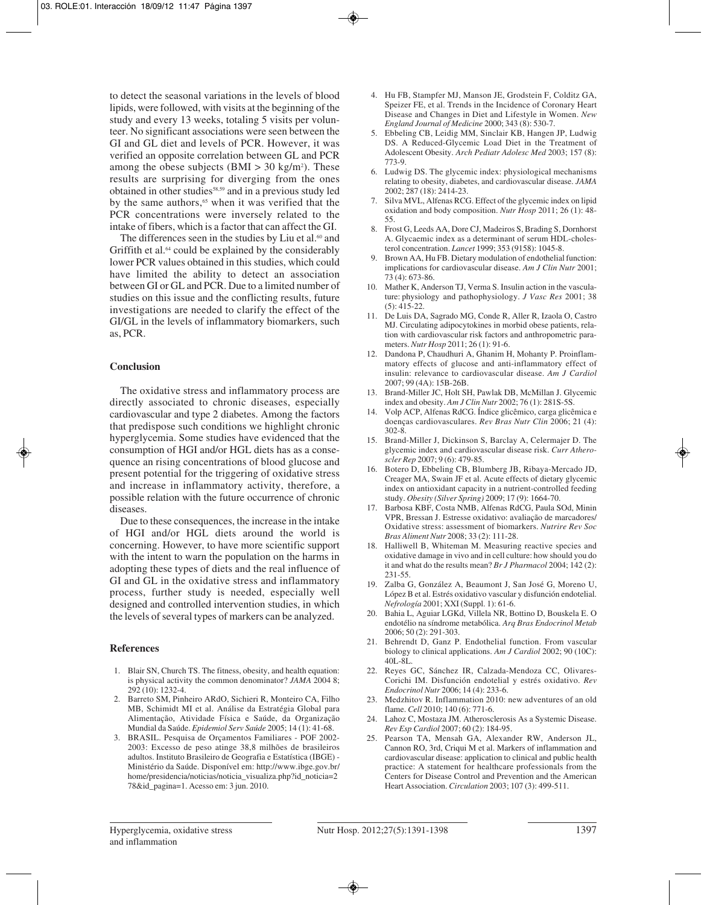to detect the seasonal variations in the levels of blood lipids, were followed, with visits at the beginning of the study and every 13 weeks, totaling 5 visits per volunteer. No significant associations were seen between the GI and GL diet and levels of PCR. However, it was verified an opposite correlation between GL and PCR among the obese subjects (BMI > 30 kg/m$^2$). These results are surprising for diverging from the ones obtained in other studies[58,59] and in a previous study led by the same authors,[65] when it was verified that the PCR concentrations were inversely related to the intake of fibers, which is a factor that can affect the GI.

The differences seen in the studies by Liu et al.[60] and Griffith et al.[64] could be explained by the considerably lower PCR values obtained in this studies, which could have limited the ability to detect an association between GI or GL and PCR. Due to a limited number of studies on this issue and the conflicting results, future investigations are needed to clarify the effect of the GI/GL in the levels of inflammatory biomarkers, such as, PCR.

## Conclusion

The oxidative stress and inflammatory process are directly associated to chronic diseases, especially cardiovascular and type 2 diabetes. Among the factors that predispose such conditions we highlight chronic hyperglycemia. Some studies have evidenced that the consumption of HGI and/or HGL diets has as a consequence an rising concentrations of blood glucose and present potential for the triggering of oxidative stress and increase in inflammatory activity, therefore, a possible relation with the future occurrence of chronic diseases.

Due to these consequences, the increase in the intake of HGI and/or HGL diets around the world is concerning. However, to have more scientific support with the intent to warn the population on the harms in adopting these types of diets and the real influence of GI and GL in the oxidative stress and inflammatory process, further study is needed, especially well designed and controlled intervention studies, in which the levels of several types of markers can be analyzed.

## References

1. Blair SN, Church TS. The fitness, obesity, and health equation: is physical activity the common denominator? *JAMA* 2004 8; 292 (10): 1232-4.
2. Barreto SM, Pinheiro ARdO, Sichieri R, Monteiro CA, Filho MB, Schimidt MI et al. Análise da Estratégia Global para Alimentação, Atividade Física e Saúde, da Organização Mundial da Saúde. *Epidemiol Serv Saúde* 2005; 14 (1): 41-68.
3. BRASIL. Pesquisa de Orçamentos Familiares - POF 2002-2003: Excesso de peso atinge 38,8 milhões de brasileiros adultos. Instituto Brasileiro de Geografia e Estatística (IBGE) - Ministério da Saúde. Disponível em: http://www.ibge.gov.br/home/presidencia/noticias/noticia_visualiza.php?id_noticia=278&id_pagina=1. Acesso em: 3 jun. 2010.
4. Hu FB, Stampfer MJ, Manson JE, Grodstein F, Colditz GA, Speizer FE, et al. Trends in the Incidence of Coronary Heart Disease and Changes in Diet and Lifestyle in Women. *New England Journal of Medicine* 2000; 343 (8): 530-7.
5. Ebbeling CB, Leidig MM, Sinclair KB, Hangen JP, Ludwig DS. A Reduced-Glycemic Load Diet in the Treatment of Adolescent Obesity. *Arch Pediatr Adolesc Med* 2003; 157 (8): 773-9.
6. Ludwig DS. The glycemic index: physiological mechanisms relating to obesity, diabetes, and cardiovascular disease. *JAMA* 2002; 287 (18): 2414-23.
7. Silva MVL, Alfenas RCG. Effect of the glycemic index on lipid oxidation and body composition. *Nutr Hosp* 2011; 26 (1): 48-55.
8. Frost G, Leeds AA, Dore CJ, Madeiros S, Brading S, Dornhorst A. Glycaemic index as a determinant of serum HDL-cholesterol concentration. *Lancet* 1999; 353 (9158): 1045-8.
9. Brown AA, Hu FB. Dietary modulation of endothelial function: implications for cardiovascular disease. *Am J Clin Nutr* 2001; 73 (4): 673-86.
10. Mather K, Anderson TJ, Verma S. Insulin action in the vasculature: physiology and pathophysiology. *J Vasc Res* 2001; 38 (5): 415-22.
11. De Luis DA, Sagrado MG, Conde R, Aller R, Izaola O, Castro MJ. Circulating adipocytokines in morbid obese patients, relation with cardiovascular risk factors and anthropometric parameters. *Nutr Hosp* 2011; 26 (1): 91-6.
12. Dandona P, Chaudhuri A, Ghanim H, Mohanty P. Proinflammatory effects of glucose and anti-inflammatory effect of insulin: relevance to cardiovascular disease. *Am J Cardiol* 2007; 99 (4A): 15B-26B.
13. Brand-Miller JC, Holt SH, Pawlak DB, McMillan J. Glycemic index and obesity. *Am J Clin Nutr* 2002; 76 (1): 281S-5S.
14. Volp ACP, Alfenas RdCG. Índice glicêmico, carga glicêmica e doenças cardiovasculares. *Rev Bras Nutr Clin* 2006; 21 (4): 302-8.
15. Brand-Miller J, Dickinson S, Barclay A, Celermajer D. The glycemic index and cardiovascular disease risk. *Curr Atheroscler Rep* 2007; 9 (6): 479-85.
16. Botero D, Ebbeling CB, Blumberg JB, Ribaya-Mercado JD, Creager MA, Swain JF et al. Acute effects of dietary glycemic index on antioxidant capacity in a nutrient-controlled feeding study. *Obesity (Silver Spring)* 2009; 17 (9): 1664-70.
17. Barbosa KBF, Costa NMB, Alfenas RdCG, Paula SOd, Minin VPR, Bressan J. Estresse oxidativo: avaliação de marcadores/Oxidative stress: assessment of biomarkers. *Nutrire Rev Soc Bras Aliment Nutr* 2008; 33 (2): 111-28.
18. Halliwell B, Whiteman M. Measuring reactive species and oxidative damage in vivo and in cell culture: how should you do it and what do the results mean? *Br J Pharmacol* 2004; 142 (2): 231-55.
19. Zalba G, González A, Beaumont J, San José G, Moreno U, López B et al. Estrés oxidativo vascular y disfunción endotelial. *Nefrología* 2001; XXI (Suppl. 1): 61-6.
20. Bahia L, Aguiar LGKd, Villela NR, Bottino D, Bouskela E. O endotélio na síndrome metabólica. *Arq Bras Endocrinol Metab* 2006; 50 (2): 291-303.
21. Behrendt D, Ganz P. Endothelial function. From vascular biology to clinical applications. *Am J Cardiol* 2002; 90 (10C): 40L-8L.
22. Reyes GC, Sánchez IR, Calzada-Mendoza CC, Olivares-Corichi IM. Disfunción endotelial y estrés oxidativo. *Rev Endocrinol Nutr* 2006; 14 (4): 233-6.
23. Medzhitov R. Inflammation 2010: new adventures of an old flame. *Cell* 2010; 140 (6): 771-6.
24. Lahoz C, Mostaza JM. Atherosclerosis As a Systemic Disease. *Rev Esp Cardiol* 2007; 60 (2): 184-95.
25. Pearson TA, Mensah GA, Alexander RW, Anderson JL, Cannon RO, 3rd, Criqui M et al. Markers of inflammation and cardiovascular disease: application to clinical and public health practice: A statement for healthcare professionals from the Centers for Disease Control and Prevention and the American Heart Association. *Circulation* 2003; 107 (3): 499-511.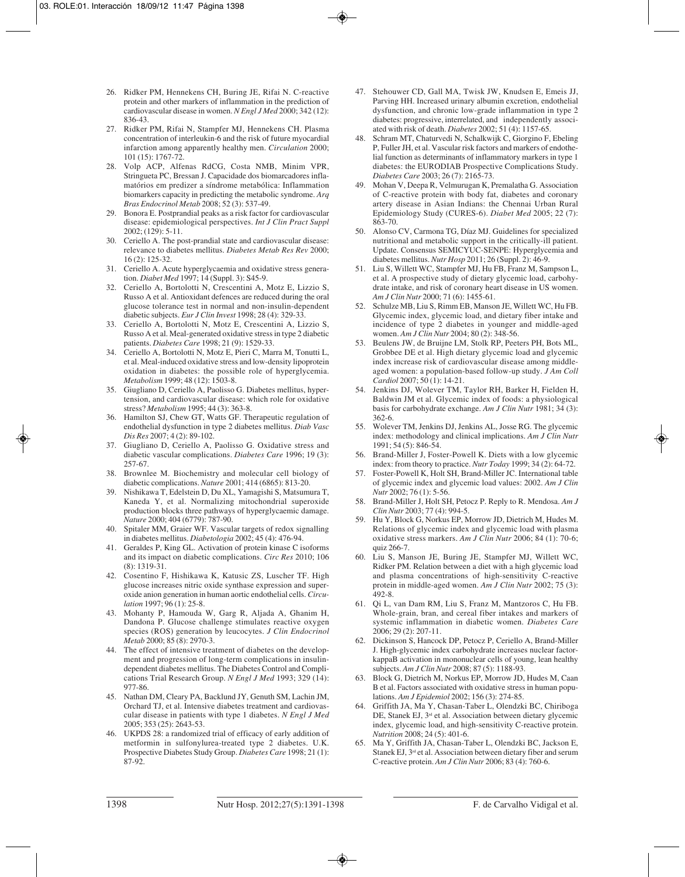26. Ridker PM, Hennekens CH, Buring JE, Rifai N. C-reactive protein and other markers of inflammation in the prediction of cardiovascular disease in women. *N Engl J Med* 2000; 342 (12): 836-43.
27. Ridker PM, Rifai N, Stampfer MJ, Hennekens CH. Plasma concentration of interleukin-6 and the risk of future myocardial infarction among apparently healthy men. *Circulation* 2000; 101 (15): 1767-72.
28. Volp ACP, Alfenas RdCG, Costa NMB, Minim VPR, Stringueta PC, Bressan J. Capacidade dos biomarcadores inflamatórios em predizer a síndrome metabólica: Inflammation biomarkers capacity in predicting the metabolic syndrome. *Arq Bras Endocrinol Metab* 2008; 52 (3): 537-49.
29. Bonora E. Postprandial peaks as a risk factor for cardiovascular disease: epidemiological perspectives. *Int J Clin Pract Suppl* 2002; (129): 5-11.
30. Ceriello A. The post-prandial state and cardiovascular disease: relevance to diabetes mellitus. *Diabetes Metab Res Rev* 2000; 16 (2): 125-32.
31. Ceriello A. Acute hyperglycaemia and oxidative stress generation. *Diabet Med* 1997; 14 (Suppl. 3): S45-9.
32. Ceriello A, Bortolotti N, Crescentini A, Motz E, Lizzio S, Russo A et al. Antioxidant defences are reduced during the oral glucose tolerance test in normal and non-insulin-dependent diabetic subjects. *Eur J Clin Invest* 1998; 28 (4): 329-33.
33. Ceriello A, Bortolotti N, Motz E, Crescentini A, Lizzio S, Russo A et al. Meal-generated oxidative stress in type 2 diabetic patients. *Diabetes Care* 1998; 21 (9): 1529-33.
34. Ceriello A, Bortolotti N, Motz E, Pieri C, Marra M, Tonutti L, et al. Meal-induced oxidative stress and low-density lipoprotein oxidation in diabetes: the possible role of hyperglycemia. *Metabolism* 1999; 48 (12): 1503-8.
35. Giugliano D, Ceriello A, Paolisso G. Diabetes mellitus, hypertension, and cardiovascular disease: which role for oxidative stress? *Metabolism* 1995; 44 (3): 363-8.
36. Hamilton SJ, Chew GT, Watts GF. Therapeutic regulation of endothelial dysfunction in type 2 diabetes mellitus. *Diab Vasc Dis Res* 2007; 4 (2): 89-102.
37. Giugliano D, Ceriello A, Paolisso G. Oxidative stress and diabetic vascular complications. *Diabetes Care* 1996; 19 (3): 257-67.
38. Brownlee M. Biochemistry and molecular cell biology of diabetic complications. *Nature* 2001; 414 (6865): 813-20.
39. Nishikawa T, Edelstein D, Du XL, Yamagishi S, Matsumura T, Kaneda Y, et al. Normalizing mitochondrial superoxide production blocks three pathways of hyperglycaemic damage. *Nature* 2000; 404 (6779): 787-90.
40. Spitaler MM, Graier WF. Vascular targets of redox signalling in diabetes mellitus. *Diabetologia* 2002; 45 (4): 476-94.
41. Geraldes P, King GL. Activation of protein kinase C isoforms and its impact on diabetic complications. *Circ Res* 2010; 106 (8): 1319-31.
42. Cosentino F, Hishikawa K, Katusic ZS, Luscher TF. High glucose increases nitric oxide synthase expression and superoxide anion generation in human aortic endothelial cells. *Circulation* 1997; 96 (1): 25-8.
43. Mohanty P, Hamouda W, Garg R, Aljada A, Ghanim H, Dandona P. Glucose challenge stimulates reactive oxygen species (ROS) generation by leucocytes. *J Clin Endocrinol Metab* 2000; 85 (8): 2970-3.
44. The effect of intensive treatment of diabetes on the development and progression of long-term complications in insulin-dependent diabetes mellitus. The Diabetes Control and Complications Trial Research Group. *N Engl J Med* 1993; 329 (14): 977-86.
45. Nathan DM, Cleary PA, Backlund JY, Genuth SM, Lachin JM, Orchard TJ, et al. Intensive diabetes treatment and cardiovascular disease in patients with type 1 diabetes. *N Engl J Med* 2005; 353 (25): 2643-53.
46. UKPDS 28: a randomized trial of efficacy of early addition of metformin in sulfonylurea-treated type 2 diabetes. U.K. Prospective Diabetes Study Group. *Diabetes Care* 1998; 21 (1): 87-92.
47. Stehouwer CD, Gall MA, Twisk JW, Knudsen E, Emeis JJ, Parving HH. Increased urinary albumin excretion, endothelial dysfunction, and chronic low-grade inflammation in type 2 diabetes: progressive, interrelated, and independently associated with risk of death. *Diabetes* 2002; 51 (4): 1157-65.
48. Schram MT, Chaturvedi N, Schalkwijk C, Giorgino F, Ebeling P, Fuller JH, et al. Vascular risk factors and markers of endothelial function as determinants of inflammatory markers in type 1 diabetes: the EURODIAB Prospective Complications Study. *Diabetes Care* 2003; 26 (7): 2165-73.
49. Mohan V, Deepa R, Velmurugan K, Premalatha G. Association of C-reactive protein with body fat, diabetes and coronary artery disease in Asian Indians: the Chennai Urban Rural Epidemiology Study (CURES-6). *Diabet Med* 2005; 22 (7): 863-70.
50. Alonso CV, Carmona TG, Díaz MJ. Guidelines for specialized nutritional and metabolic support in the critically-ill patient. Update. Consensus SEMICYUC-SENPE: Hyperglycemia and diabetes mellitus. *Nutr Hosp* 2011; 26 (Suppl. 2): 46-9.
51. Liu S, Willett WC, Stampfer MJ, Hu FB, Franz M, Sampson L, et al. A prospective study of dietary glycemic load, carbohydrate intake, and risk of coronary heart disease in US women. *Am J Clin Nutr* 2000; 71 (6): 1455-61.
52. Schulze MB, Liu S, Rimm EB, Manson JE, Willett WC, Hu FB. Glycemic index, glycemic load, and dietary fiber intake and incidence of type 2 diabetes in younger and middle-aged women. *Am J Clin Nutr* 2004; 80 (2): 348-56.
53. Beulens JW, de Bruijne LM, Stolk RP, Peeters PH, Bots ML, Grobbee DE et al. High dietary glycemic load and glycemic index increase risk of cardiovascular disease among middle-aged women: a population-based follow-up study. *J Am Coll Cardiol* 2007; 50 (1): 14-21.
54. Jenkins DJ, Wolever TM, Taylor RH, Barker H, Fielden H, Baldwin JM et al. Glycemic index of foods: a physiological basis for carbohydrate exchange. *Am J Clin Nutr* 1981; 34 (3): 362-6.
55. Wolever TM, Jenkins DJ, Jenkins AL, Josse RG. The glycemic index: methodology and clinical implications. *Am J Clin Nutr* 1991; 54 (5): 846-54.
56. Brand-Miller J, Foster-Powell K. Diets with a low glycemic index: from theory to practice. *Nutr Today* 1999; 34 (2): 64-72.
57. Foster-Powell K, Holt SH, Brand-Miller JC. International table of glycemic index and glycemic load values: 2002. *Am J Clin Nutr* 2002; 76 (1): 5-56.
58. Brand-Miller J, Holt SH, Petocz P. Reply to R. Mendosa. *Am J Clin Nutr* 2003; 77 (4): 994-5.
59. Hu Y, Block G, Norkus EP, Morrow JD, Dietrich M, Hudes M. Relations of glycemic index and glycemic load with plasma oxidative stress markers. *Am J Clin Nutr* 2006; 84 (1): 70-6; quiz 266-7.
60. Liu S, Manson JE, Buring JE, Stampfer MJ, Willett WC, Ridker PM. Relation between a diet with a high glycemic load and plasma concentrations of high-sensitivity C-reactive protein in middle-aged women. *Am J Clin Nutr* 2002; 75 (3): 492-8.
61. Qi L, van Dam RM, Liu S, Franz M, Mantzoros C, Hu FB. Whole-grain, bran, and cereal fiber intakes and markers of systemic inflammation in diabetic women. *Diabetes Care* 2006; 29 (2): 207-11.
62. Dickinson S, Hancock DP, Petocz P, Ceriello A, Brand-Miller J. High-glycemic index carbohydrate increases nuclear factor-kappaB activation in mononuclear cells of young, lean healthy subjects. *Am J Clin Nutr* 2008; 87 (5): 1188-93.
63. Block G, Dietrich M, Norkus EP, Morrow JD, Hudes M, Caan B et al. Factors associated with oxidative stress in human populations. *Am J Epidemiol* 2002; 156 (3): 274-85.
64. Griffith JA, Ma Y, Chasan-Taber L, Olendzki BC, Chiriboga DE, Stanek EJ, 3rd et al. Association between dietary glycemic index, glycemic load, and high-sensitivity C-reactive protein. *Nutrition* 2008; 24 (5): 401-6.
65. Ma Y, Griffith JA, Chasan-Taber L, Olendzki BC, Jackson E, Stanek EJ, 3rd et al. Association between dietary fiber and serum C-reactive protein. *Am J Clin Nutr* 2006; 83 (4): 760-6.